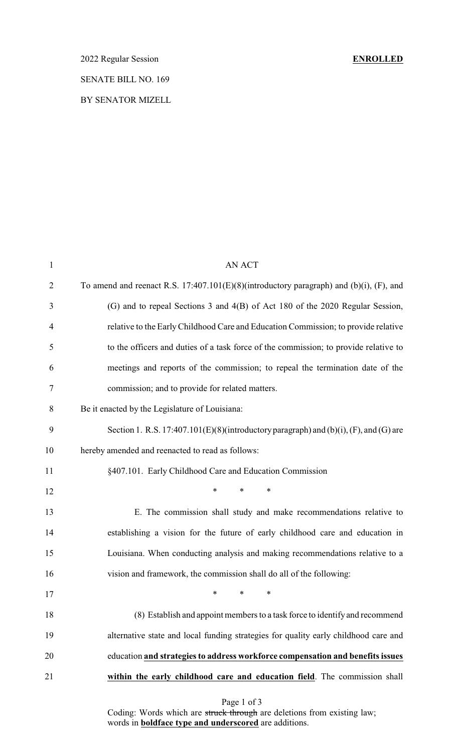2022 Regular Session **ENROLLED**

SENATE BILL NO. 169

BY SENATOR MIZELL

AN ACT

To amend and reenact R.S. 17:407.101(E)(8)(introductory paragraph) and (b)(i), (F), and (G) and to repeal Sections 3 and 4(B) of Act 180 of the 2020 Regular Session, relative to the Early Childhood Care and Education Commission; to provide relative to the officers and duties of a task force of the commission; to provide relative to meetings and reports of the commission; to repeal the termination date of the commission; and to provide for related matters.

Be it enacted by the Legislature of Louisiana:

Section 1. R.S. 17:407.101(E)(8)(introductory paragraph) and (b)(i), (F), and (G) are hereby amended and reenacted to read as follows:

§407.101. Early Childhood Care and Education Commission

\* \* \*

E. The commission shall study and make recommendations relative to establishing a vision for the future of early childhood care and education in Louisiana. When conducting analysis and making recommendations relative to a vision and framework, the commission shall do all of the following:

\* \* \*

(8) Establish and appoint members to a task force to identify and recommend alternative state and local funding strategies for quality early childhood care and education **<u>and strategies to address workforce compensation and benefits issues within the early childhood care and education field</u>**. The commission shall

Coding: Words which are ~~struck through~~ are deletions from existing law; words in **<u>boldface type and underscored</u>** are additions.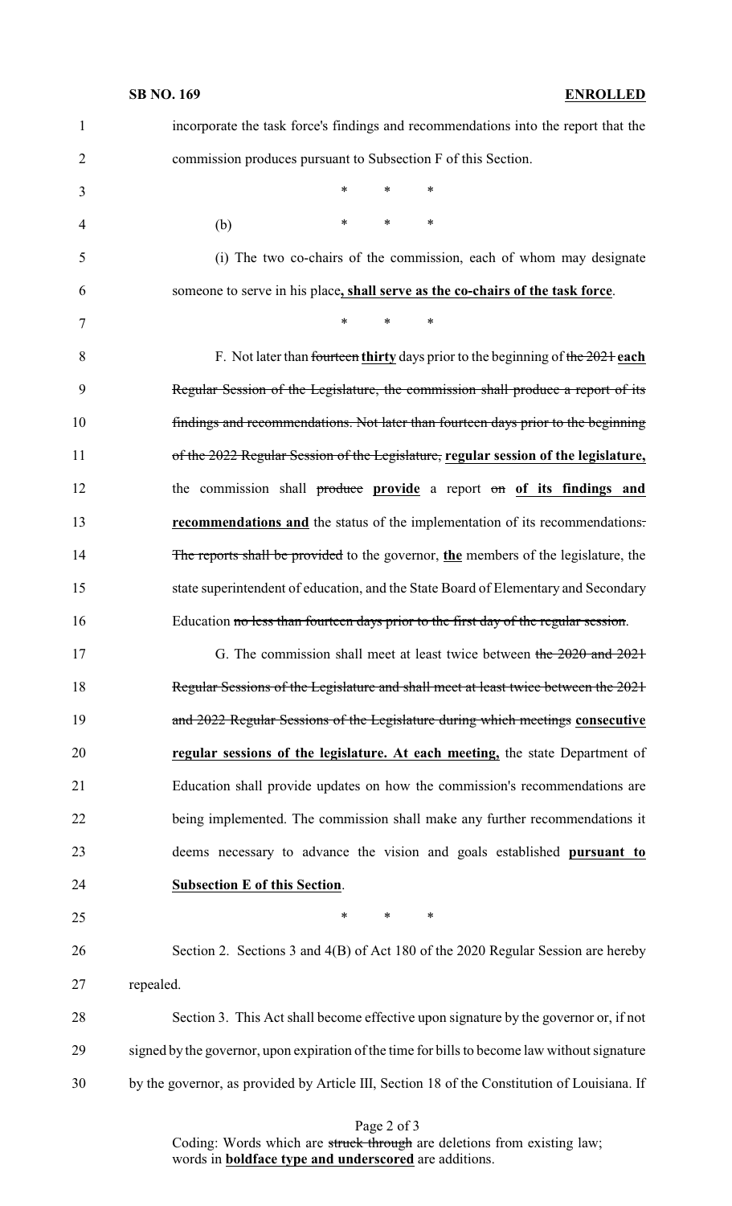incorporate the task force's findings and recommendations into the report that the commission produces pursuant to Subsection F of this Section.

\* \* \*

(b) \* \* \*

(i) The two co-chairs of the commission, each of whom may designate someone to serve in his place**, shall serve as the co-chairs of the task force**.

\* \* \*

F. Not later than ~~fourteen~~ **thirty** days prior to the beginning of ~~the 2021~~ **each** ~~Regular Session of the Legislature, the commission shall produce a report of its findings and recommendations. Not later than fourteen days prior to the beginning of the 2022 Regular Session of the Legislature,~~ **regular session of the legislature,** the commission shall ~~produce~~ **provide** a report ~~on~~ **of its findings and recommendations and** the status of the implementation of its recommendations~~. The reports shall be provided~~ to the governor, **the** members of the legislature, the state superintendent of education, and the State Board of Elementary and Secondary Education ~~no less than fourteen days prior to the first day of the regular session~~.

G. The commission shall meet at least twice between ~~the 2020 and 2021 Regular Sessions of the Legislature and shall meet at least twice between the 2021 and 2022 Regular Sessions of the Legislature during which meetings~~ **consecutive regular sessions of the legislature. At each meeting,** the state Department of Education shall provide updates on how the commission's recommendations are being implemented. The commission shall make any further recommendations it deems necessary to advance the vision and goals established **pursuant to Subsection E of this Section**.

\* \* \*

Section 2. Sections 3 and 4(B) of Act 180 of the 2020 Regular Session are hereby repealed.

Section 3. This Act shall become effective upon signature by the governor or, if not signed by the governor, upon expiration of the time for bills to become law without signature by the governor, as provided by Article III, Section 18 of the Constitution of Louisiana. If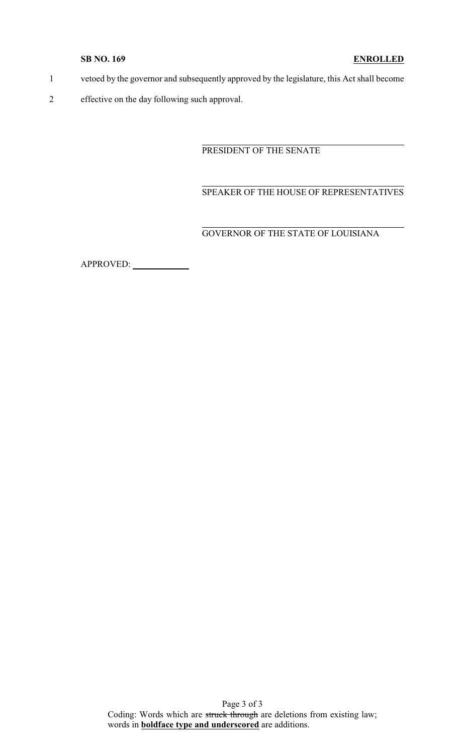vetoed by the governor and subsequently approved by the legislature, this Act shall become effective on the day following such approval.

PRESIDENT OF THE SENATE

SPEAKER OF THE HOUSE OF REPRESENTATIVES

GOVERNOR OF THE STATE OF LOUISIANA

APPROVED: ____________

Coding: Words which are ~~struck through~~ are deletions from existing law; words in **boldface type and underscored** are additions.